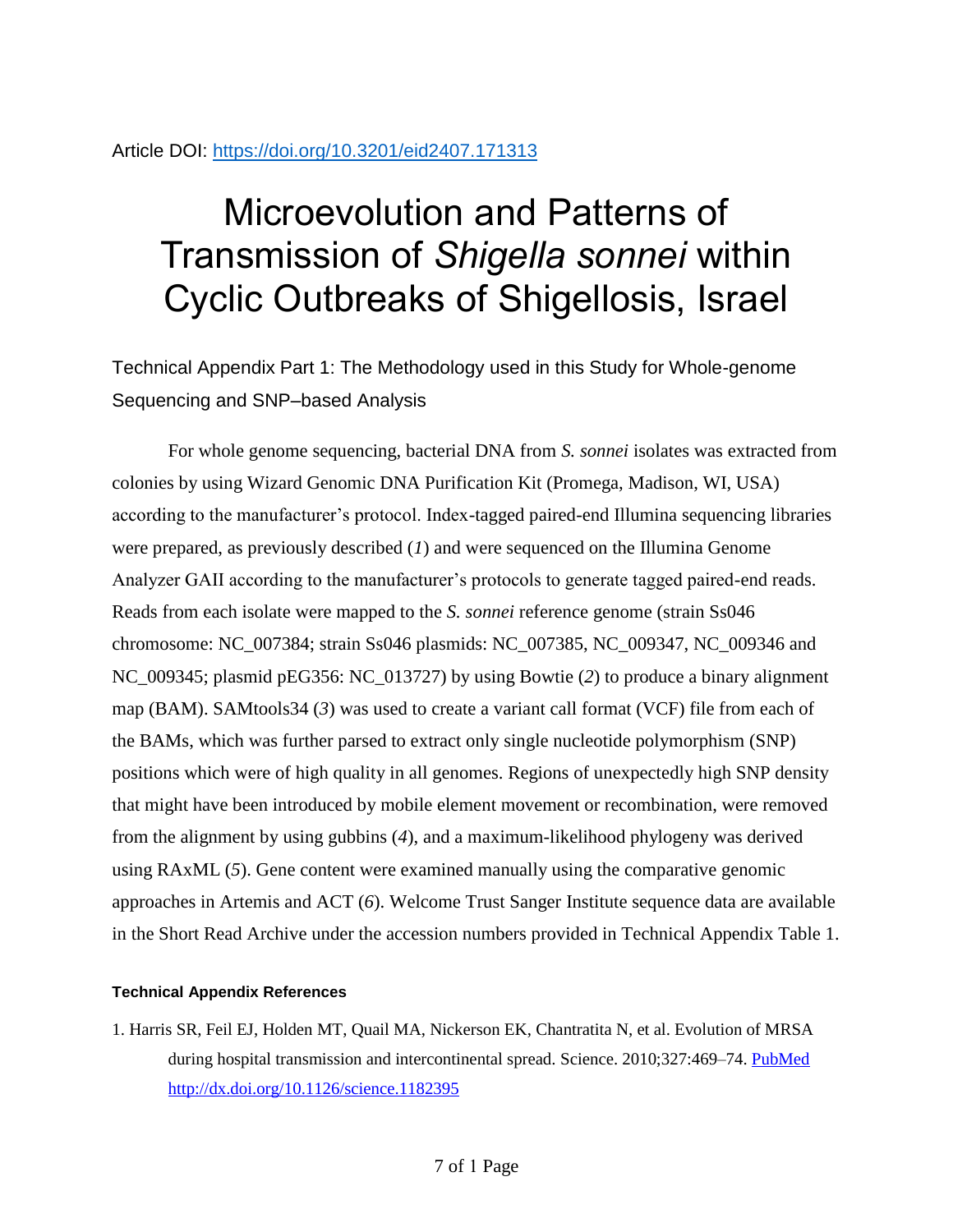Article DOI: https://doi.org/10.3201/eid2407.171313

# Microevolution and Patterns of Transmission of *Shigella sonnei* within Cyclic Outbreaks of Shigellosis, Israel

## Technical Appendix Part 1: The Methodology used in this Study for Whole-genome Sequencing and SNP–based Analysis

For whole genome sequencing, bacterial DNA from *S. sonnei* isolates was extracted from colonies by using Wizard Genomic DNA Purification Kit (Promega, Madison, WI, USA) according to the manufacturer's protocol. Index-tagged paired-end Illumina sequencing libraries were prepared, as previously described (*1*) and were sequenced on the Illumina Genome Analyzer GAII according to the manufacturer's protocols to generate tagged paired-end reads. Reads from each isolate were mapped to the *S. sonnei* reference genome (strain Ss046 chromosome: NC_007384; strain Ss046 plasmids: NC_007385, NC_009347, NC_009346 and NC_009345; plasmid pEG356: NC_013727) by using Bowtie (*2*) to produce a binary alignment map (BAM). SAMtools34 (*3*) was used to create a variant call format (VCF) file from each of the BAMs, which was further parsed to extract only single nucleotide polymorphism (SNP) positions which were of high quality in all genomes. Regions of unexpectedly high SNP density that might have been introduced by mobile element movement or recombination, were removed from the alignment by using gubbins (*4*), and a maximum-likelihood phylogeny was derived using RAxML (*5*). Gene content were examined manually using the comparative genomic approaches in Artemis and ACT (*6*). Welcome Trust Sanger Institute sequence data are available in the Short Read Archive under the accession numbers provided in Technical Appendix Table 1.

#### Technical Appendix References

1. Harris SR, Feil EJ, Holden MT, Quail MA, Nickerson EK, Chantratita N, et al. Evolution of MRSA during hospital transmission and intercontinental spread. Science. 2010;327:469–74. PubMed http://dx.doi.org/10.1126/science.1182395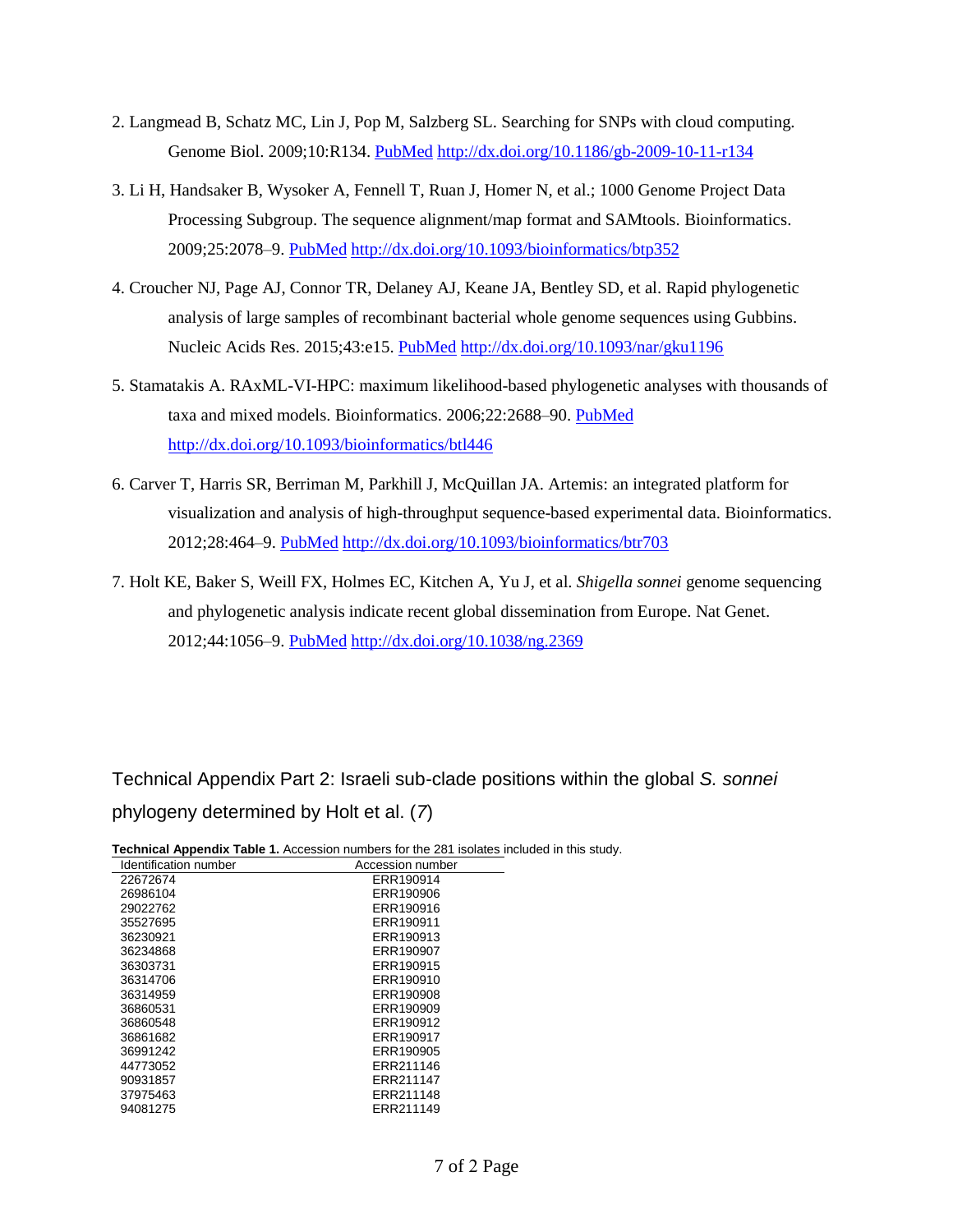2. Langmead B, Schatz MC, Lin J, Pop M, Salzberg SL. Searching for SNPs with cloud computing. Genome Biol. 2009;10:R134. PubMed http://dx.doi.org/10.1186/gb-2009-10-11-r134

3. Li H, Handsaker B, Wysoker A, Fennell T, Ruan J, Homer N, et al.; 1000 Genome Project Data Processing Subgroup. The sequence alignment/map format and SAMtools. Bioinformatics. 2009;25:2078–9. PubMed http://dx.doi.org/10.1093/bioinformatics/btp352

4. Croucher NJ, Page AJ, Connor TR, Delaney AJ, Keane JA, Bentley SD, et al. Rapid phylogenetic analysis of large samples of recombinant bacterial whole genome sequences using Gubbins. Nucleic Acids Res. 2015;43:e15. PubMed http://dx.doi.org/10.1093/nar/gku1196

5. Stamatakis A. RAxML-VI-HPC: maximum likelihood-based phylogenetic analyses with thousands of taxa and mixed models. Bioinformatics. 2006;22:2688–90. PubMed http://dx.doi.org/10.1093/bioinformatics/btl446

6. Carver T, Harris SR, Berriman M, Parkhill J, McQuillan JA. Artemis: an integrated platform for visualization and analysis of high-throughput sequence-based experimental data. Bioinformatics. 2012;28:464–9. PubMed http://dx.doi.org/10.1093/bioinformatics/btr703

7. Holt KE, Baker S, Weill FX, Holmes EC, Kitchen A, Yu J, et al. *Shigella sonnei* genome sequencing and phylogenetic analysis indicate recent global dissemination from Europe. Nat Genet. 2012;44:1056–9. PubMed http://dx.doi.org/10.1038/ng.2369

## Technical Appendix Part 2: Israeli sub-clade positions within the global *S. sonnei* phylogeny determined by Holt et al. (*7*)

**Technical Appendix Table 1.** Accession numbers for the 281 isolates included in this study.

| Identification number | Accession number |
|---|---|
| 22672674 | ERR190914 |
| 26986104 | ERR190906 |
| 29022762 | ERR190916 |
| 35527695 | ERR190911 |
| 36230921 | ERR190913 |
| 36234868 | ERR190907 |
| 36303731 | ERR190915 |
| 36314706 | ERR190910 |
| 36314959 | ERR190908 |
| 36860531 | ERR190909 |
| 36860548 | ERR190912 |
| 36861682 | ERR190917 |
| 36991242 | ERR190905 |
| 44773052 | ERR211146 |
| 90931857 | ERR211147 |
| 37975463 | ERR211148 |
| 94081275 | ERR211149 |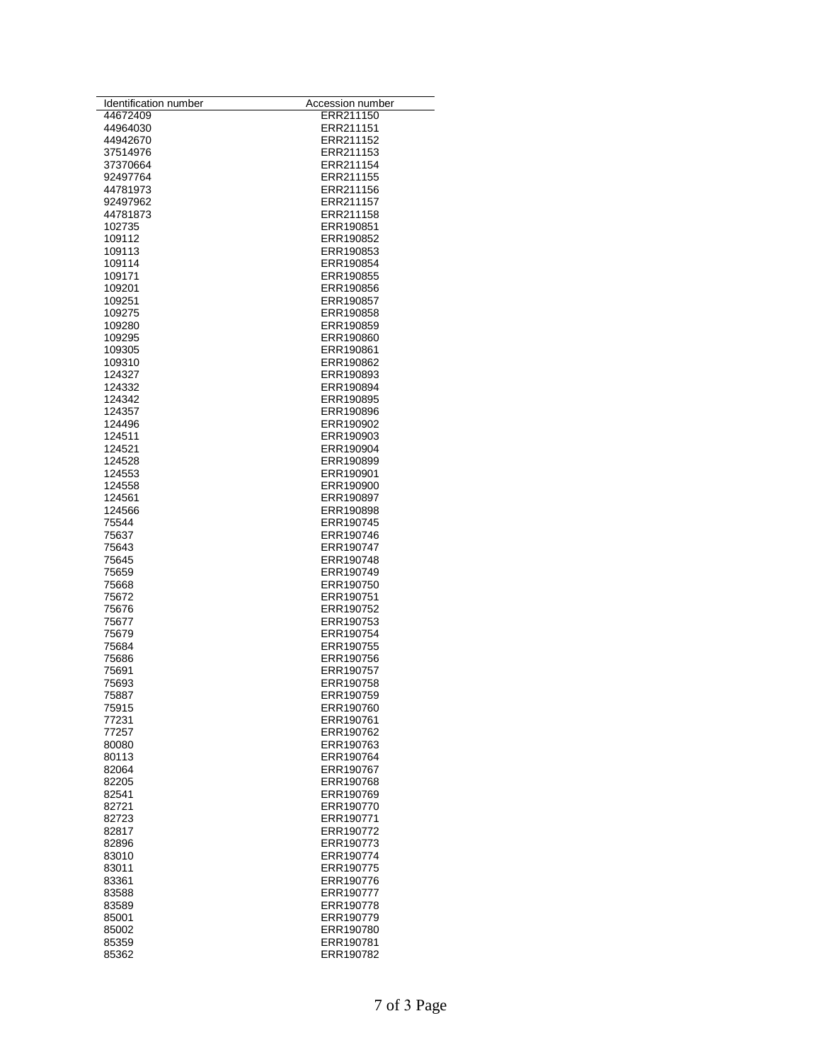| Identification number | Accession number |
| --- | --- |
| 44672409 | ERR211150 |
| 44964030 | ERR211151 |
| 44942670 | ERR211152 |
| 37514976 | ERR211153 |
| 37370664 | ERR211154 |
| 92497764 | ERR211155 |
| 44781973 | ERR211156 |
| 92497962 | ERR211157 |
| 44781873 | ERR211158 |
| 102735 | ERR190851 |
| 109112 | ERR190852 |
| 109113 | ERR190853 |
| 109114 | ERR190854 |
| 109171 | ERR190855 |
| 109201 | ERR190856 |
| 109251 | ERR190857 |
| 109275 | ERR190858 |
| 109280 | ERR190859 |
| 109295 | ERR190860 |
| 109305 | ERR190861 |
| 109310 | ERR190862 |
| 124327 | ERR190893 |
| 124332 | ERR190894 |
| 124342 | ERR190895 |
| 124357 | ERR190896 |
| 124496 | ERR190902 |
| 124511 | ERR190903 |
| 124521 | ERR190904 |
| 124528 | ERR190899 |
| 124553 | ERR190901 |
| 124558 | ERR190900 |
| 124561 | ERR190897 |
| 124566 | ERR190898 |
| 75544 | ERR190745 |
| 75637 | ERR190746 |
| 75643 | ERR190747 |
| 75645 | ERR190748 |
| 75659 | ERR190749 |
| 75668 | ERR190750 |
| 75672 | ERR190751 |
| 75676 | ERR190752 |
| 75677 | ERR190753 |
| 75679 | ERR190754 |
| 75684 | ERR190755 |
| 75686 | ERR190756 |
| 75691 | ERR190757 |
| 75693 | ERR190758 |
| 75887 | ERR190759 |
| 75915 | ERR190760 |
| 77231 | ERR190761 |
| 77257 | ERR190762 |
| 80080 | ERR190763 |
| 80113 | ERR190764 |
| 82064 | ERR190767 |
| 82205 | ERR190768 |
| 82541 | ERR190769 |
| 82721 | ERR190770 |
| 82723 | ERR190771 |
| 82817 | ERR190772 |
| 82896 | ERR190773 |
| 83010 | ERR190774 |
| 83011 | ERR190775 |
| 83361 | ERR190776 |
| 83588 | ERR190777 |
| 83589 | ERR190778 |
| 85001 | ERR190779 |
| 85002 | ERR190780 |
| 85359 | ERR190781 |
| 85362 | ERR190782 |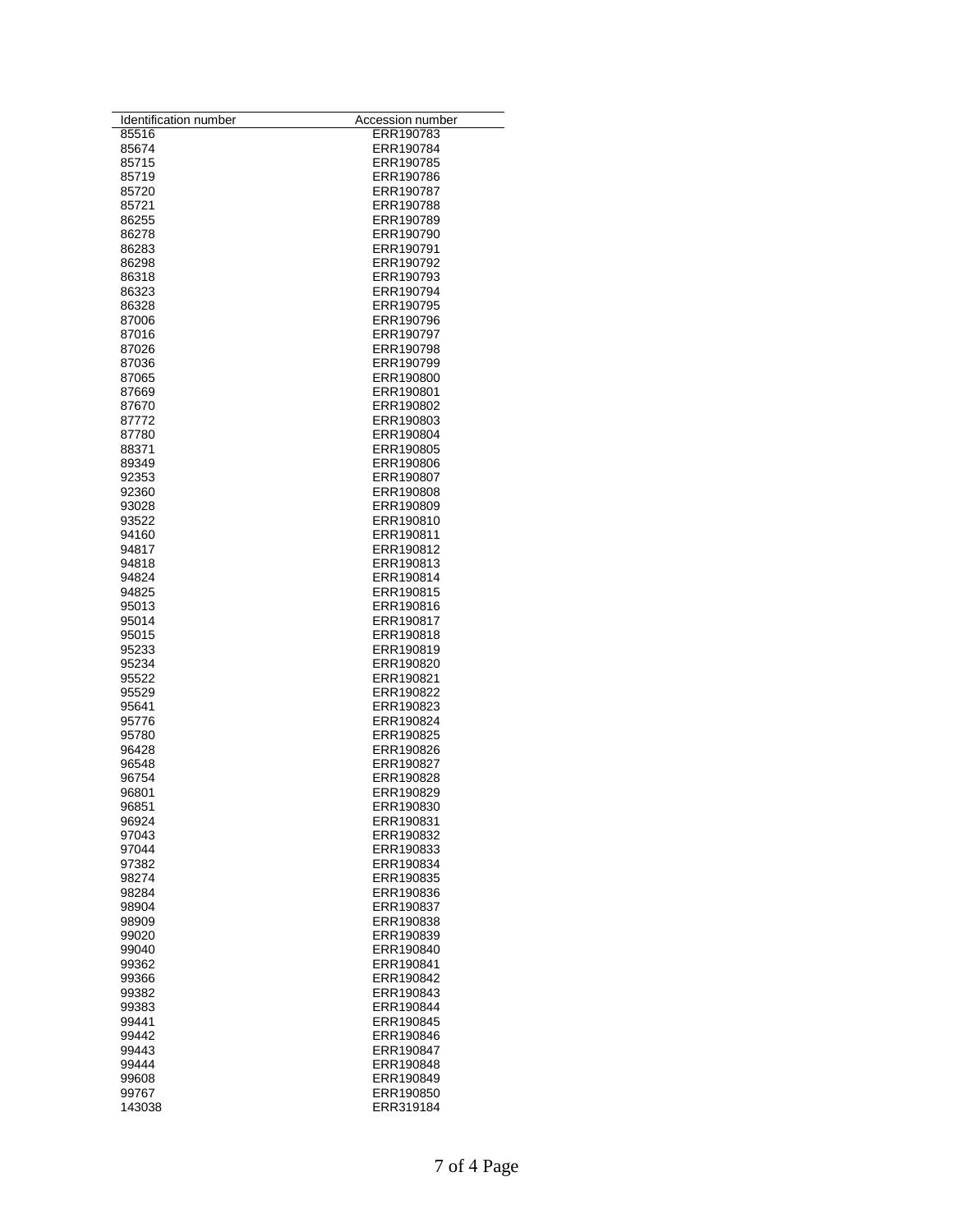| Identification number | Accession number |
|---|---|
| 85516 | ERR190783 |
| 85674 | ERR190784 |
| 85715 | ERR190785 |
| 85719 | ERR190786 |
| 85720 | ERR190787 |
| 85721 | ERR190788 |
| 86255 | ERR190789 |
| 86278 | ERR190790 |
| 86283 | ERR190791 |
| 86298 | ERR190792 |
| 86318 | ERR190793 |
| 86323 | ERR190794 |
| 86328 | ERR190795 |
| 87006 | ERR190796 |
| 87016 | ERR190797 |
| 87026 | ERR190798 |
| 87036 | ERR190799 |
| 87065 | ERR190800 |
| 87669 | ERR190801 |
| 87670 | ERR190802 |
| 87772 | ERR190803 |
| 87780 | ERR190804 |
| 88371 | ERR190805 |
| 89349 | ERR190806 |
| 92353 | ERR190807 |
| 92360 | ERR190808 |
| 93028 | ERR190809 |
| 93522 | ERR190810 |
| 94160 | ERR190811 |
| 94817 | ERR190812 |
| 94818 | ERR190813 |
| 94824 | ERR190814 |
| 94825 | ERR190815 |
| 95013 | ERR190816 |
| 95014 | ERR190817 |
| 95015 | ERR190818 |
| 95233 | ERR190819 |
| 95234 | ERR190820 |
| 95522 | ERR190821 |
| 95529 | ERR190822 |
| 95641 | ERR190823 |
| 95776 | ERR190824 |
| 95780 | ERR190825 |
| 96428 | ERR190826 |
| 96548 | ERR190827 |
| 96754 | ERR190828 |
| 96801 | ERR190829 |
| 96851 | ERR190830 |
| 96924 | ERR190831 |
| 97043 | ERR190832 |
| 97044 | ERR190833 |
| 97382 | ERR190834 |
| 98274 | ERR190835 |
| 98284 | ERR190836 |
| 98904 | ERR190837 |
| 98909 | ERR190838 |
| 99020 | ERR190839 |
| 99040 | ERR190840 |
| 99362 | ERR190841 |
| 99366 | ERR190842 |
| 99382 | ERR190843 |
| 99383 | ERR190844 |
| 99441 | ERR190845 |
| 99442 | ERR190846 |
| 99443 | ERR190847 |
| 99444 | ERR190848 |
| 99608 | ERR190849 |
| 99767 | ERR190850 |
| 143038 | ERR319184 |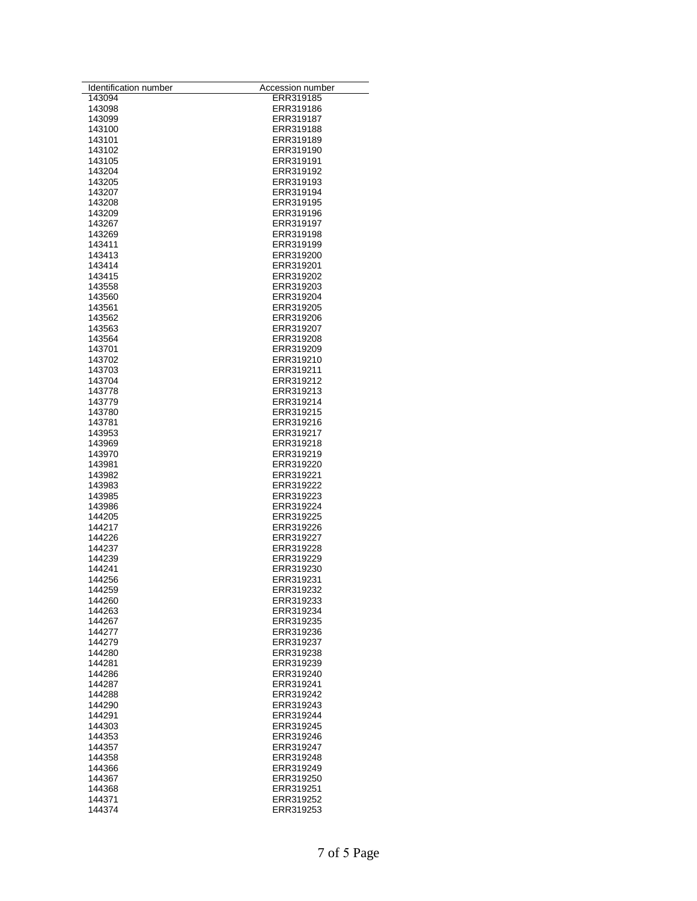| Identification number | Accession number |
|---|---|
| 143094 | ERR319185 |
| 143098 | ERR319186 |
| 143099 | ERR319187 |
| 143100 | ERR319188 |
| 143101 | ERR319189 |
| 143102 | ERR319190 |
| 143105 | ERR319191 |
| 143204 | ERR319192 |
| 143205 | ERR319193 |
| 143207 | ERR319194 |
| 143208 | ERR319195 |
| 143209 | ERR319196 |
| 143267 | ERR319197 |
| 143269 | ERR319198 |
| 143411 | ERR319199 |
| 143413 | ERR319200 |
| 143414 | ERR319201 |
| 143415 | ERR319202 |
| 143558 | ERR319203 |
| 143560 | ERR319204 |
| 143561 | ERR319205 |
| 143562 | ERR319206 |
| 143563 | ERR319207 |
| 143564 | ERR319208 |
| 143701 | ERR319209 |
| 143702 | ERR319210 |
| 143703 | ERR319211 |
| 143704 | ERR319212 |
| 143778 | ERR319213 |
| 143779 | ERR319214 |
| 143780 | ERR319215 |
| 143781 | ERR319216 |
| 143953 | ERR319217 |
| 143969 | ERR319218 |
| 143970 | ERR319219 |
| 143981 | ERR319220 |
| 143982 | ERR319221 |
| 143983 | ERR319222 |
| 143985 | ERR319223 |
| 143986 | ERR319224 |
| 144205 | ERR319225 |
| 144217 | ERR319226 |
| 144226 | ERR319227 |
| 144237 | ERR319228 |
| 144239 | ERR319229 |
| 144241 | ERR319230 |
| 144256 | ERR319231 |
| 144259 | ERR319232 |
| 144260 | ERR319233 |
| 144263 | ERR319234 |
| 144267 | ERR319235 |
| 144277 | ERR319236 |
| 144279 | ERR319237 |
| 144280 | ERR319238 |
| 144281 | ERR319239 |
| 144286 | ERR319240 |
| 144287 | ERR319241 |
| 144288 | ERR319242 |
| 144290 | ERR319243 |
| 144291 | ERR319244 |
| 144303 | ERR319245 |
| 144353 | ERR319246 |
| 144357 | ERR319247 |
| 144358 | ERR319248 |
| 144366 | ERR319249 |
| 144367 | ERR319250 |
| 144368 | ERR319251 |
| 144371 | ERR319252 |
| 144374 | ERR319253 |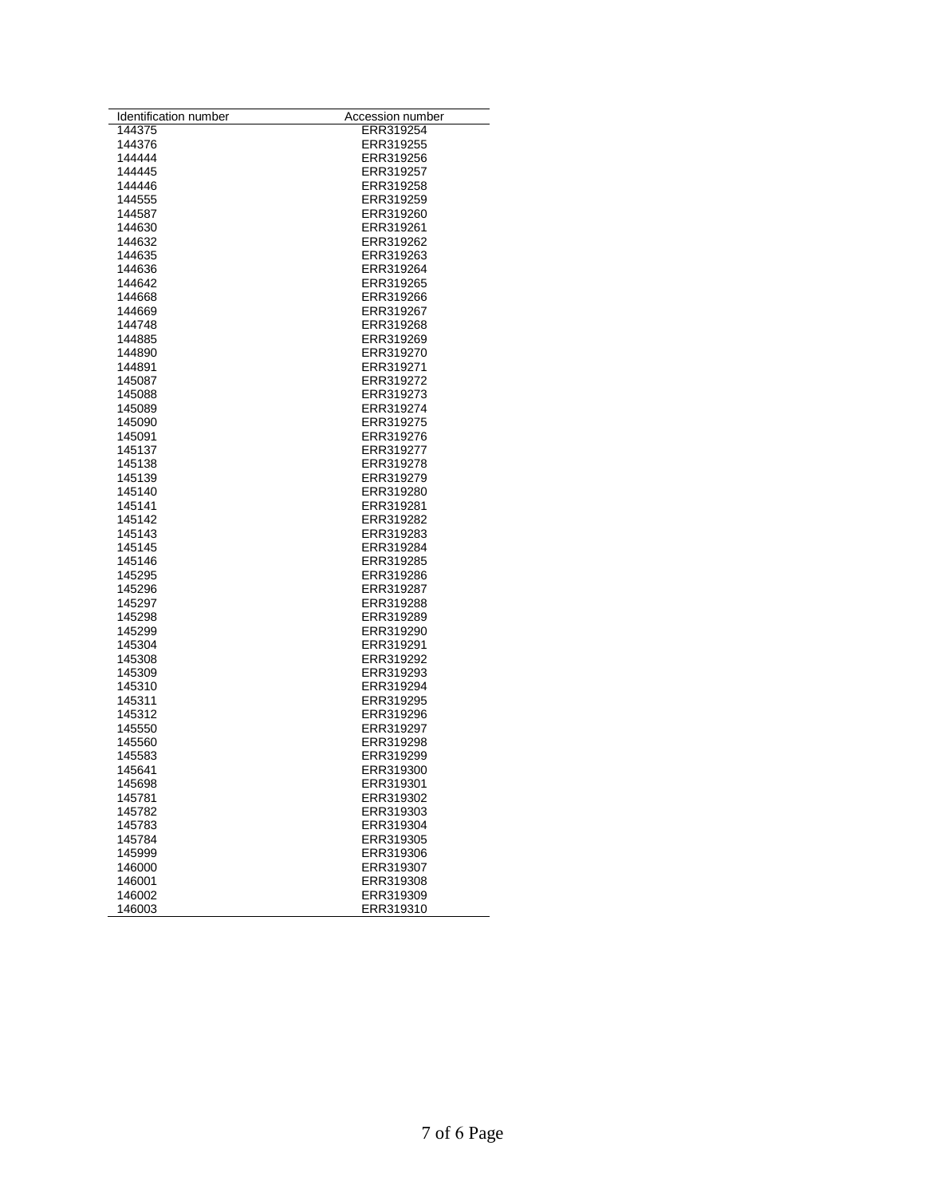| Identification number | Accession number |
|---|---|
| 144375 | ERR319254 |
| 144376 | ERR319255 |
| 144444 | ERR319256 |
| 144445 | ERR319257 |
| 144446 | ERR319258 |
| 144555 | ERR319259 |
| 144587 | ERR319260 |
| 144630 | ERR319261 |
| 144632 | ERR319262 |
| 144635 | ERR319263 |
| 144636 | ERR319264 |
| 144642 | ERR319265 |
| 144668 | ERR319266 |
| 144669 | ERR319267 |
| 144748 | ERR319268 |
| 144885 | ERR319269 |
| 144890 | ERR319270 |
| 144891 | ERR319271 |
| 145087 | ERR319272 |
| 145088 | ERR319273 |
| 145089 | ERR319274 |
| 145090 | ERR319275 |
| 145091 | ERR319276 |
| 145137 | ERR319277 |
| 145138 | ERR319278 |
| 145139 | ERR319279 |
| 145140 | ERR319280 |
| 145141 | ERR319281 |
| 145142 | ERR319282 |
| 145143 | ERR319283 |
| 145145 | ERR319284 |
| 145146 | ERR319285 |
| 145295 | ERR319286 |
| 145296 | ERR319287 |
| 145297 | ERR319288 |
| 145298 | ERR319289 |
| 145299 | ERR319290 |
| 145304 | ERR319291 |
| 145308 | ERR319292 |
| 145309 | ERR319293 |
| 145310 | ERR319294 |
| 145311 | ERR319295 |
| 145312 | ERR319296 |
| 145550 | ERR319297 |
| 145560 | ERR319298 |
| 145583 | ERR319299 |
| 145641 | ERR319300 |
| 145698 | ERR319301 |
| 145781 | ERR319302 |
| 145782 | ERR319303 |
| 145783 | ERR319304 |
| 145784 | ERR319305 |
| 145999 | ERR319306 |
| 146000 | ERR319307 |
| 146001 | ERR319308 |
| 146002 | ERR319309 |
| 146003 | ERR319310 |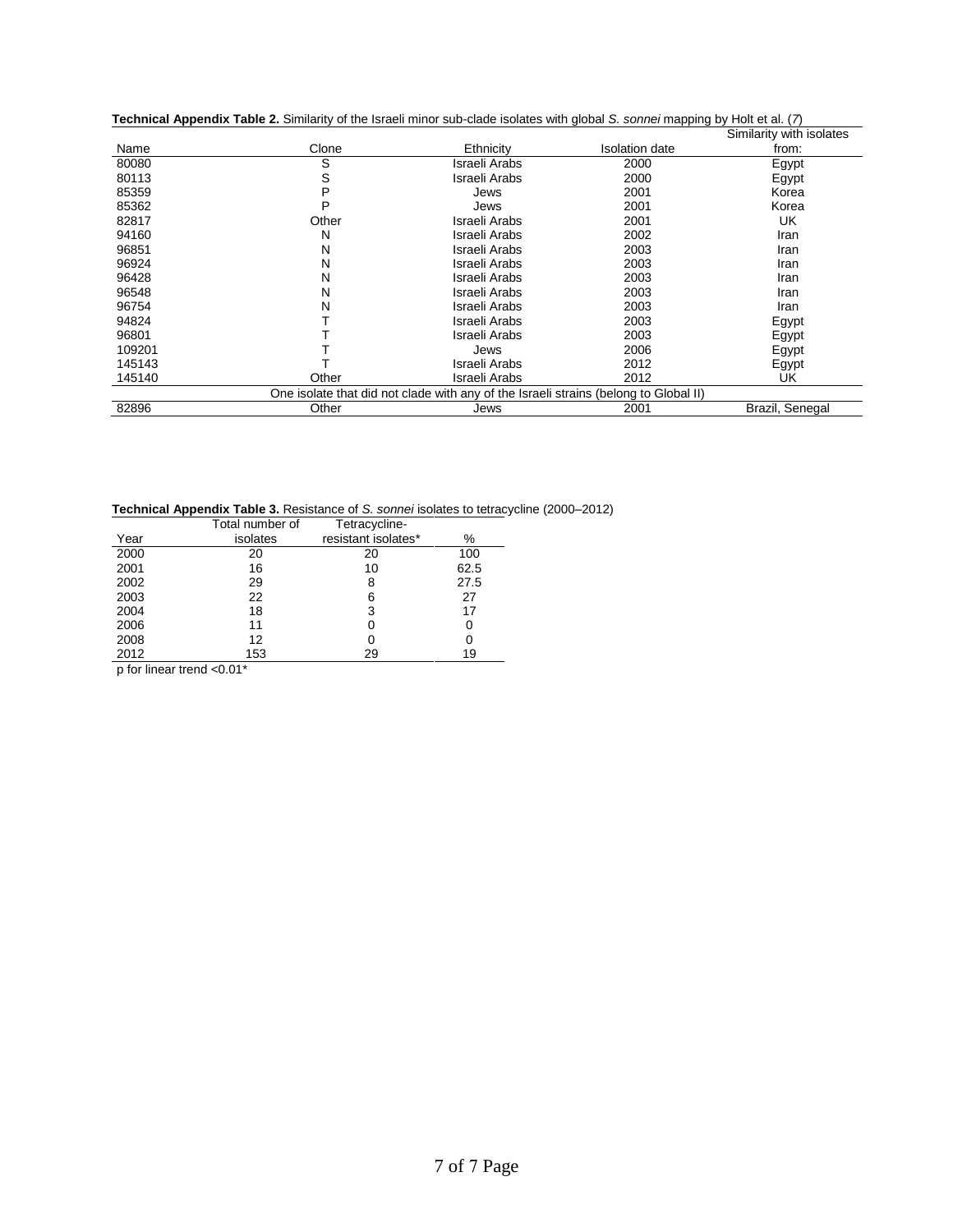**Technical Appendix Table 2.** Similarity of the Israeli minor sub-clade isolates with global *S. sonnei* mapping by Holt et al. (*7*)

| Name | Clone | Ethnicity | Isolation date | Similarity with isolates from: |
|---|---|---|---|---|
| 80080 | S | Israeli Arabs | 2000 | Egypt |
| 80113 | S | Israeli Arabs | 2000 | Egypt |
| 85359 | P | Jews | 2001 | Korea |
| 85362 | P | Jews | 2001 | Korea |
| 82817 | Other | Israeli Arabs | 2001 | UK |
| 94160 | N | Israeli Arabs | 2002 | Iran |
| 96851 | N | Israeli Arabs | 2003 | Iran |
| 96924 | N | Israeli Arabs | 2003 | Iran |
| 96428 | N | Israeli Arabs | 2003 | Iran |
| 96548 | N | Israeli Arabs | 2003 | Iran |
| 96754 | N | Israeli Arabs | 2003 | Iran |
| 94824 | T | Israeli Arabs | 2003 | Egypt |
| 96801 | T | Israeli Arabs | 2003 | Egypt |
| 109201 | T | Jews | 2006 | Egypt |
| 145143 | T | Israeli Arabs | 2012 | Egypt |
| 145140 | Other | Israeli Arabs | 2012 | UK |
| One isolate that did not clade with any of the Israeli strains (belong to Global II) | | | | |
| 82896 | Other | Jews | 2001 | Brazil, Senegal |

**Technical Appendix Table 3.** Resistance of *S. sonnei* isolates to tetracycline (2000–2012)

| Year | Total number of isolates | Tetracycline-resistant isolates* | % |
|---|---|---|---|
| 2000 | 20 | 20 | 100 |
| 2001 | 16 | 10 | 62.5 |
| 2002 | 29 | 8 | 27.5 |
| 2003 | 22 | 6 | 27 |
| 2004 | 18 | 3 | 17 |
| 2006 | 11 | 0 | 0 |
| 2008 | 12 | 0 | 0 |
| 2012 | 153 | 29 | 19 |

p for linear trend <0.01*